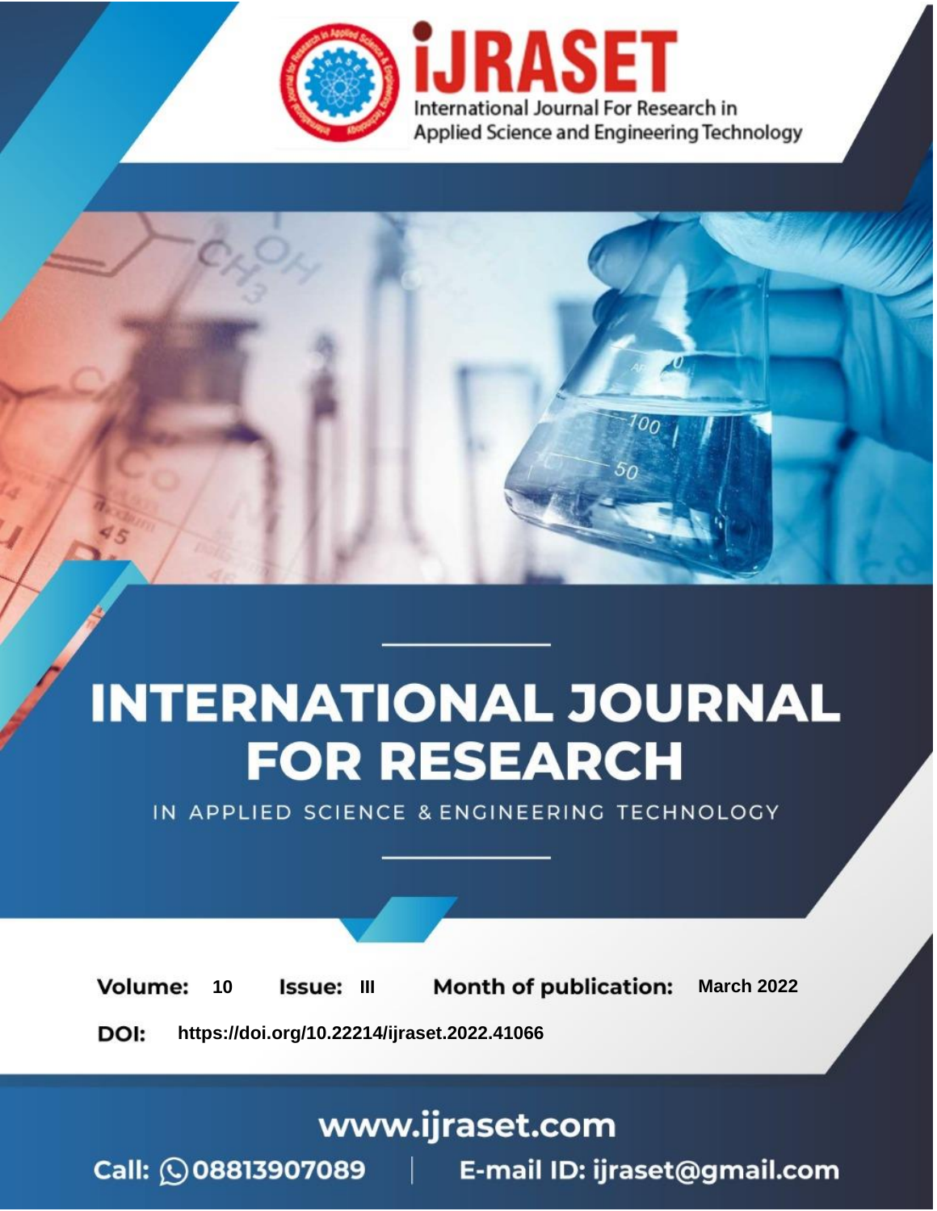iJRASET

International Journal For Research in Applied Science and Engineering Technology

# INTERNATIONAL JOURNAL FOR RESEARCH

IN APPLIED SCIENCE & ENGINEERING TECHNOLOGY

**Volume:** 10 **Issue:** III **Month of publication:** March 2022

**DOI:** https://doi.org/10.22214/ijraset.2022.41066

www.ijraset.com

Call: 08813907089 | E-mail ID: ijraset@gmail.com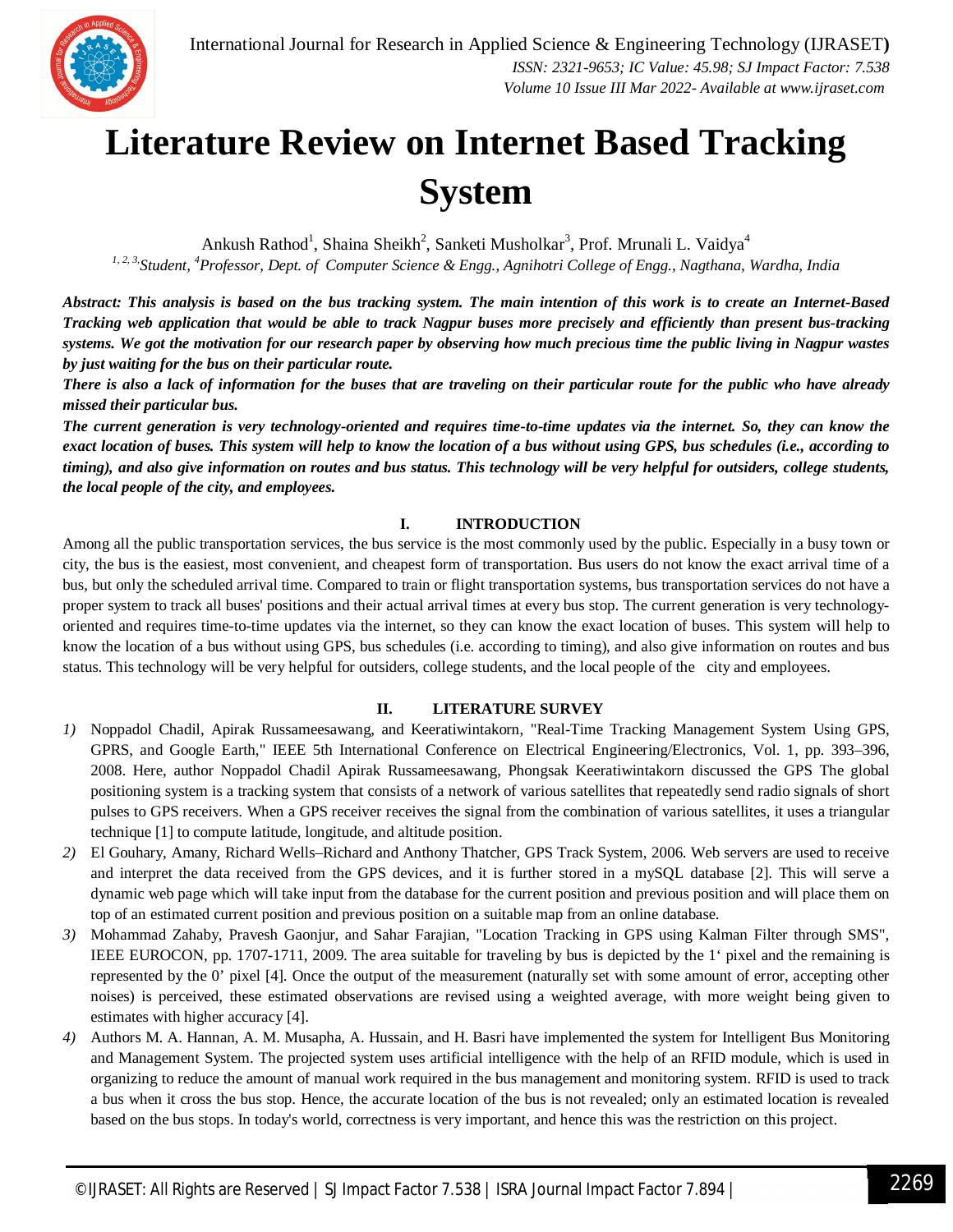# Literature Review on Internet Based Tracking System

Ankush Rathod[1], Shaina Sheikh[2], Sanketi Musholkar[3], Prof. Mrunali L. Vaidya[4]

*[1, 2, 3] Student, [4] Professor, Dept. of Computer Science & Engg., Agnihotri College of Engg., Nagthana, Wardha, India*

***Abstract:** This analysis is based on the bus tracking system. The main intention of this work is to create an Internet-Based Tracking web application that would be able to track Nagpur buses more precisely and efficiently than present bus-tracking systems. We got the motivation for our research paper by observing how much precious time the public living in Nagpur wastes by just waiting for the bus on their particular route.*

***There is also a lack of information for the buses that are traveling on their particular route for the public who have already missed their particular bus.***

***The current generation is very technology-oriented and requires time-to-time updates via the internet. So, they can know the exact location of buses. This system will help to know the location of a bus without using GPS, bus schedules (i.e., according to timing), and also give information on routes and bus status. This technology will be very helpful for outsiders, college students, the local people of the city, and employees.***

## I. INTRODUCTION

Among all the public transportation services, the bus service is the most commonly used by the public. Especially in a busy town or city, the bus is the easiest, most convenient, and cheapest form of transportation. Bus users do not know the exact arrival time of a bus, but only the scheduled arrival time. Compared to train or flight transportation systems, bus transportation services do not have a proper system to track all buses' positions and their actual arrival times at every bus stop. The current generation is very technology-oriented and requires time-to-time updates via the internet, so they can know the exact location of buses. This system will help to know the location of a bus without using GPS, bus schedules (i.e. according to timing), and also give information on routes and bus status. This technology will be very helpful for outsiders, college students, and the local people of the city and employees.

## II. LITERATURE SURVEY

1) Noppadol Chadil, Apirak Russameesawang, and Keeratiwintakorn, "Real-Time Tracking Management System Using GPS, GPRS, and Google Earth," IEEE 5th International Conference on Electrical Engineering/Electronics, Vol. 1, pp. 393–396, 2008. Here, author Noppadol Chadil Apirak Russameesawang, Phongsak Keeratiwintakorn discussed the GPS The global positioning system is a tracking system that consists of a network of various satellites that repeatedly send radio signals of short pulses to GPS receivers. When a GPS receiver receives the signal from the combination of various satellites, it uses a triangular technique [1] to compute latitude, longitude, and altitude position.
2) El Gouhary, Amany, Richard Wells–Richard and Anthony Thatcher, GPS Track System, 2006. Web servers are used to receive and interpret the data received from the GPS devices, and it is further stored in a mySQL database [2]. This will serve a dynamic web page which will take input from the database for the current position and previous position and will place them on top of an estimated current position and previous position on a suitable map from an online database.
3) Mohammad Zahaby, Pravesh Gaonjur, and Sahar Farajian, "Location Tracking in GPS using Kalman Filter through SMS", IEEE EUROCON, pp. 1707-1711, 2009. The area suitable for traveling by bus is depicted by the 1' pixel and the remaining is represented by the 0' pixel [4]. Once the output of the measurement (naturally set with some amount of error, accepting other noises) is perceived, these estimated observations are revised using a weighted average, with more weight being given to estimates with higher accuracy [4].
4) Authors M. A. Hannan, A. M. Musapha, A. Hussain, and H. Basri have implemented the system for Intelligent Bus Monitoring and Management System. The projected system uses artificial intelligence with the help of an RFID module, which is used in organizing to reduce the amount of manual work required in the bus management and monitoring system. RFID is used to track a bus when it cross the bus stop. Hence, the accurate location of the bus is not revealed; only an estimated location is revealed based on the bus stops. In today's world, correctness is very important, and hence this was the restriction on this project.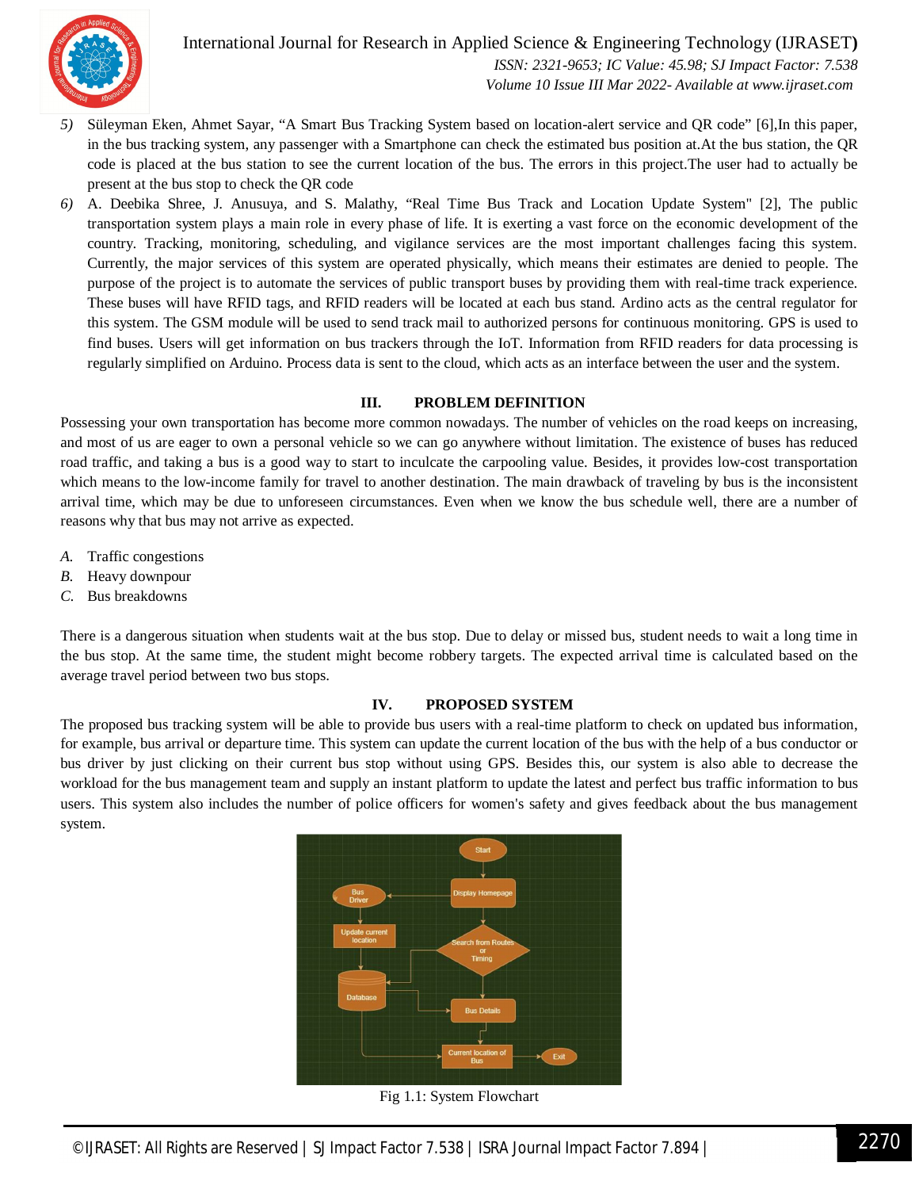5) Süleyman Eken, Ahmet Sayar, "A Smart Bus Tracking System based on location-alert service and QR code" [6],In this paper, in the bus tracking system, any passenger with a Smartphone can check the estimated bus position at.At the bus station, the QR code is placed at the bus station to see the current location of the bus. The errors in this project.The user had to actually be present at the bus stop to check the QR code

6) A. Deebika Shree, J. Anusuya, and S. Malathy, "Real Time Bus Track and Location Update System" [2], The public transportation system plays a main role in every phase of life. It is exerting a vast force on the economic development of the country. Tracking, monitoring, scheduling, and vigilance services are the most important challenges facing this system. Currently, the major services of this system are operated physically, which means their estimates are denied to people. The purpose of the project is to automate the services of public transport buses by providing them with real-time track experience. These buses will have RFID tags, and RFID readers will be located at each bus stand. Ardino acts as the central regulator for this system. The GSM module will be used to send track mail to authorized persons for continuous monitoring. GPS is used to find buses. Users will get information on bus trackers through the IoT. Information from RFID readers for data processing is regularly simplified on Arduino. Process data is sent to the cloud, which acts as an interface between the user and the system.

## III. PROBLEM DEFINITION

Possessing your own transportation has become more common nowadays. The number of vehicles on the road keeps on increasing, and most of us are eager to own a personal vehicle so we can go anywhere without limitation. The existence of buses has reduced road traffic, and taking a bus is a good way to start to inculcate the carpooling value. Besides, it provides low-cost transportation which means to the low-income family for travel to another destination. The main drawback of traveling by bus is the inconsistent arrival time, which may be due to unforeseen circumstances. Even when we know the bus schedule well, there are a number of reasons why that bus may not arrive as expected.

A. Traffic congestions
B. Heavy downpour
C. Bus breakdowns

There is a dangerous situation when students wait at the bus stop. Due to delay or missed bus, student needs to wait a long time in the bus stop. At the same time, the student might become robbery targets. The expected arrival time is calculated based on the average travel period between two bus stops.

## IV. PROPOSED SYSTEM

The proposed bus tracking system will be able to provide bus users with a real-time platform to check on updated bus information, for example, bus arrival or departure time. This system can update the current location of the bus with the help of a bus conductor or bus driver by just clicking on their current bus stop without using GPS. Besides this, our system is also able to decrease the workload for the bus management team and supply an instant platform to update the latest and perfect bus traffic information to bus users. This system also includes the number of police officers for women's safety and gives feedback about the bus management system.

Fig 1.1: System Flowchart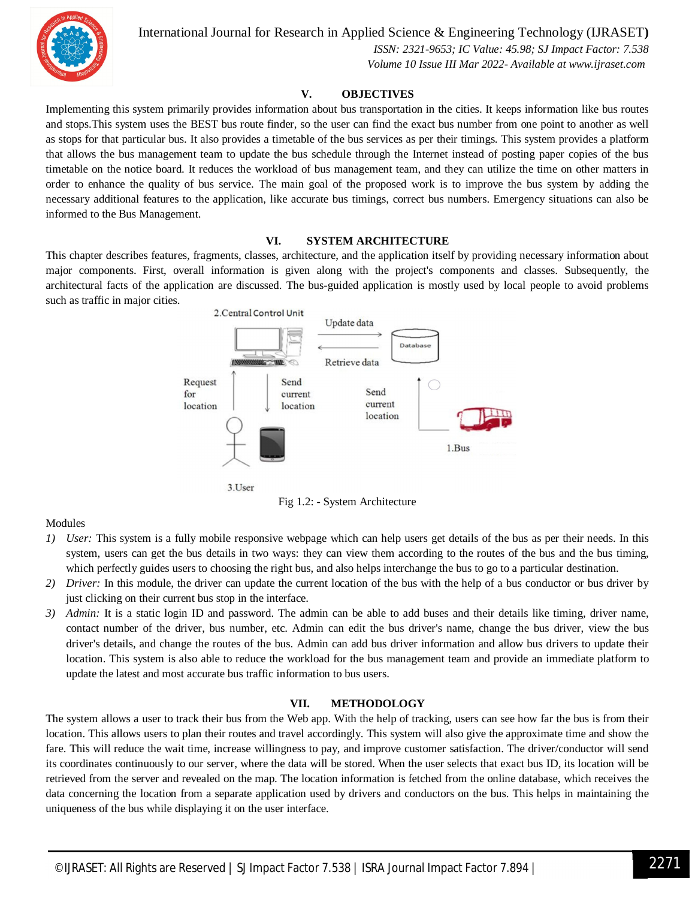## V. OBJECTIVES

Implementing this system primarily provides information about bus transportation in the cities. It keeps information like bus routes and stops.This system uses the BEST bus route finder, so the user can find the exact bus number from one point to another as well as stops for that particular bus. It also provides a timetable of the bus services as per their timings. This system provides a platform that allows the bus management team to update the bus schedule through the Internet instead of posting paper copies of the bus timetable on the notice board. It reduces the workload of bus management team, and they can utilize the time on other matters in order to enhance the quality of bus service. The main goal of the proposed work is to improve the bus system by adding the necessary additional features to the application, like accurate bus timings, correct bus numbers. Emergency situations can also be informed to the Bus Management.

## VI. SYSTEM ARCHITECTURE

This chapter describes features, fragments, classes, architecture, and the application itself by providing necessary information about major components. First, overall information is given along with the project's components and classes. Subsequently, the architectural facts of the application are discussed. The bus-guided application is mostly used by local people to avoid problems such as traffic in major cities.

Fig 1.2: - System Architecture

Modules

1) *User:* This system is a fully mobile responsive webpage which can help users get details of the bus as per their needs. In this system, users can get the bus details in two ways: they can view them according to the routes of the bus and the bus timing, which perfectly guides users to choosing the right bus, and also helps interchange the bus to go to a particular destination.
2) *Driver:* In this module, the driver can update the current location of the bus with the help of a bus conductor or bus driver by just clicking on their current bus stop in the interface.
3) *Admin:* It is a static login ID and password. The admin can be able to add buses and their details like timing, driver name, contact number of the driver, bus number, etc. Admin can edit the bus driver's name, change the bus driver, view the bus driver's details, and change the routes of the bus. Admin can add bus driver information and allow bus drivers to update their location. This system is also able to reduce the workload for the bus management team and provide an immediate platform to update the latest and most accurate bus traffic information to bus users.

## VII. METHODOLOGY

The system allows a user to track their bus from the Web app. With the help of tracking, users can see how far the bus is from their location. This allows users to plan their routes and travel accordingly. This system will also give the approximate time and show the fare. This will reduce the wait time, increase willingness to pay, and improve customer satisfaction. The driver/conductor will send its coordinates continuously to our server, where the data will be stored. When the user selects that exact bus ID, its location will be retrieved from the server and revealed on the map. The location information is fetched from the online database, which receives the data concerning the location from a separate application used by drivers and conductors on the bus. This helps in maintaining the uniqueness of the bus while displaying it on the user interface.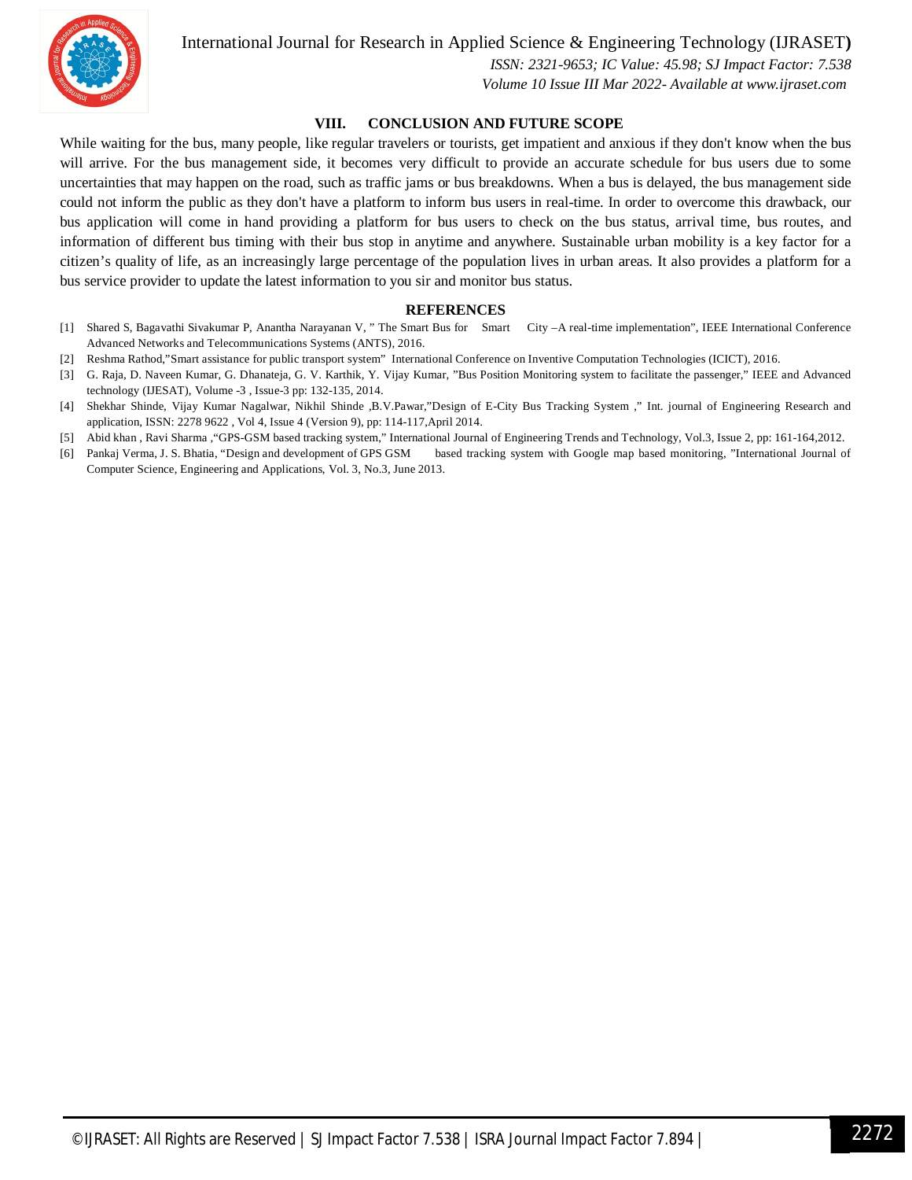## VIII. CONCLUSION AND FUTURE SCOPE

While waiting for the bus, many people, like regular travelers or tourists, get impatient and anxious if they don't know when the bus will arrive. For the bus management side, it becomes very difficult to provide an accurate schedule for bus users due to some uncertainties that may happen on the road, such as traffic jams or bus breakdowns. When a bus is delayed, the bus management side could not inform the public as they don't have a platform to inform bus users in real-time. In order to overcome this drawback, our bus application will come in hand providing a platform for bus users to check on the bus status, arrival time, bus routes, and information of different bus timing with their bus stop in anytime and anywhere. Sustainable urban mobility is a key factor for a citizen's quality of life, as an increasingly large percentage of the population lives in urban areas. It also provides a platform for a bus service provider to update the latest information to you sir and monitor bus status.

## REFERENCES

[1] Shared S, Bagavathi Sivakumar P, Anantha Narayanan V, " The Smart Bus for Smart City –A real-time implementation", IEEE International Conference Advanced Networks and Telecommunications Systems (ANTS), 2016.

[2] Reshma Rathod,"Smart assistance for public transport system" International Conference on Inventive Computation Technologies (ICICT), 2016.

[3] G. Raja, D. Naveen Kumar, G. Dhanateja, G. V. Karthik, Y. Vijay Kumar, "Bus Position Monitoring system to facilitate the passenger," IEEE and Advanced technology (IJESAT), Volume -3 , Issue-3 pp: 132-135, 2014.

[4] Shekhar Shinde, Vijay Kumar Nagalwar, Nikhil Shinde ,B.V.Pawar,"Design of E-City Bus Tracking System ," Int. journal of Engineering Research and application, ISSN: 2278 9622 , Vol 4, Issue 4 (Version 9), pp: 114-117,April 2014.

[5] Abid khan , Ravi Sharma ,"GPS-GSM based tracking system," International Journal of Engineering Trends and Technology, Vol.3, Issue 2, pp: 161-164,2012.

[6] Pankaj Verma, J. S. Bhatia, "Design and development of GPS GSM based tracking system with Google map based monitoring, "International Journal of Computer Science, Engineering and Applications, Vol. 3, No.3, June 2013.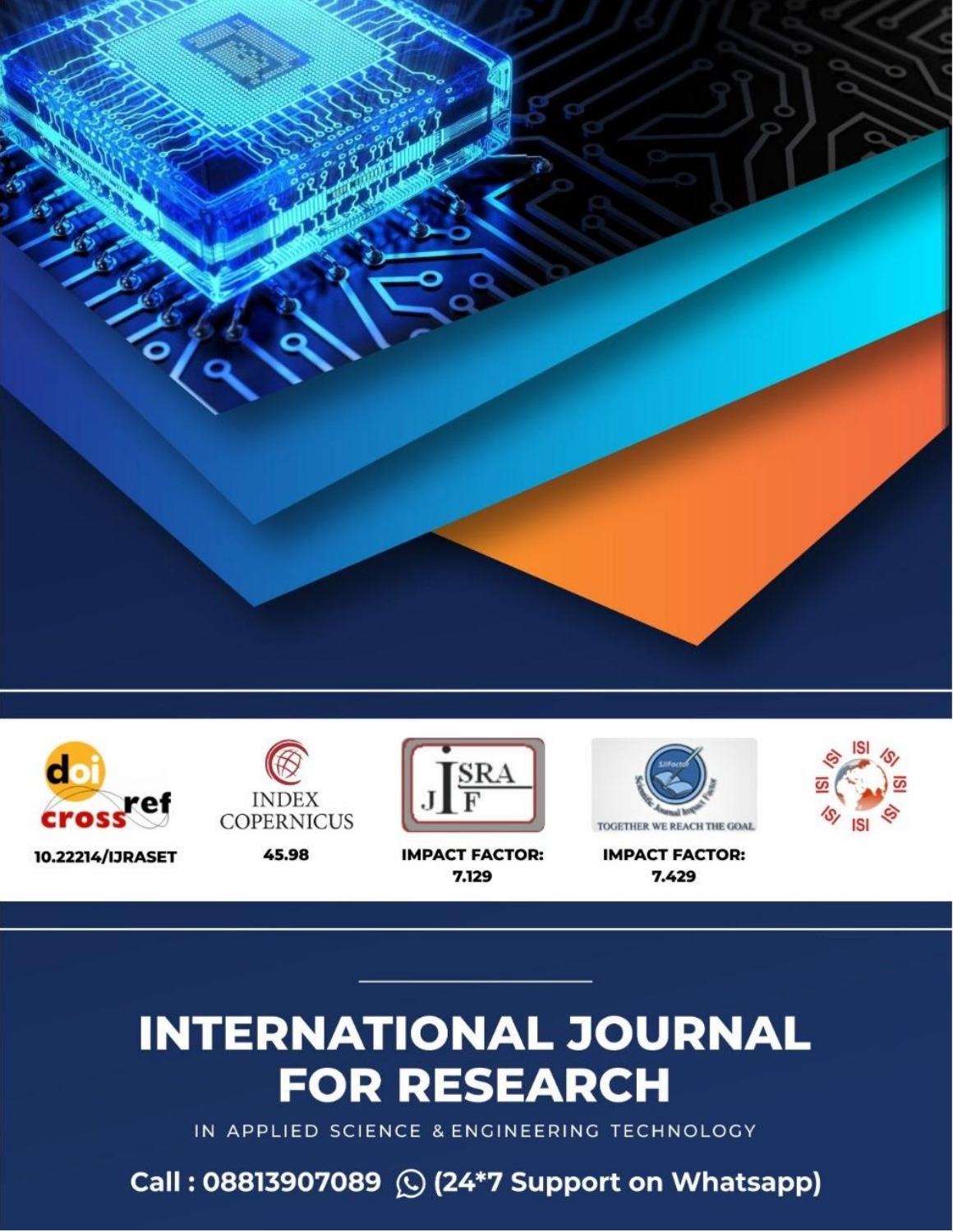10.22214/IJRASET

INDEX COPERNICUS

45.98

IMPACT FACTOR: 7.129

IMPACT FACTOR: 7.429

TOGETHER WE REACH THE GOAL

# INTERNATIONAL JOURNAL FOR RESEARCH

IN APPLIED SCIENCE & ENGINEERING TECHNOLOGY

Call : 08813907089 (24*7 Support on Whatsapp)